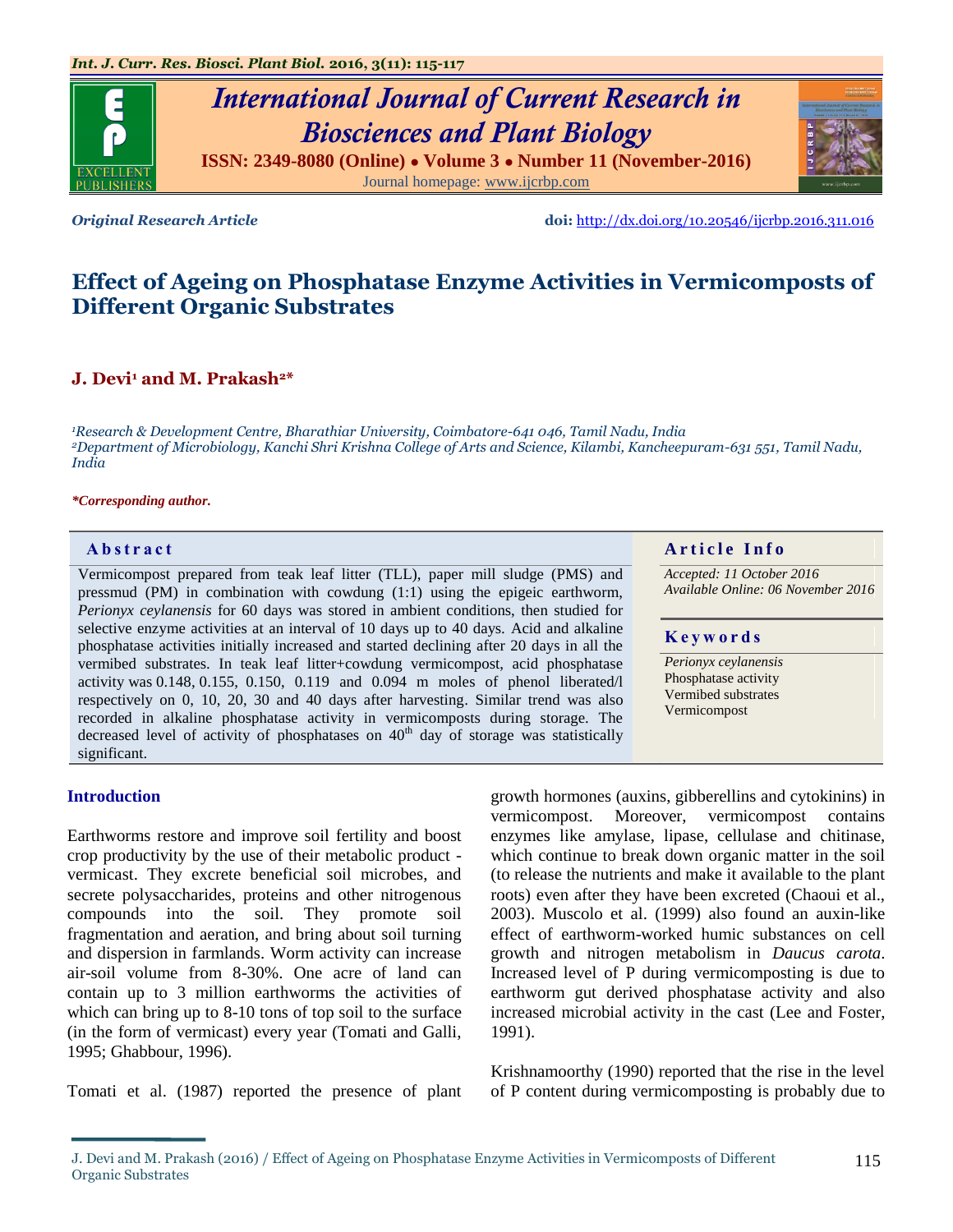*Original Research Article*

**doi:** http://dx.doi.org/10.20546/ijcrbp.2016.311.016

# Effect of Ageing on Phosphatase Enzyme Activities in Vermicomposts of Different Organic Substrates

**J. Devi[1] and M. Prakash[2]***

*[1]Research & Development Centre, Bharathiar University, Coimbatore-641 046, Tamil Nadu, India*
*[2]Department of Microbiology, Kanchi Shri Krishna College of Arts and Science, Kilambi, Kancheepuram-631 551, Tamil Nadu, India*

***Corresponding author.**

## Abstract

Vermicompost prepared from teak leaf litter (TLL), paper mill sludge (PMS) and pressmud (PM) in combination with cowdung (1:1) using the epigeic earthworm, *Perionyx ceylanensis* for 60 days was stored in ambient conditions, then studied for selective enzyme activities at an interval of 10 days up to 40 days. Acid and alkaline phosphatase activities initially increased and started declining after 20 days in all the vermibed substrates. In teak leaf litter+cowdung vermicompost, acid phosphatase activity was 0.148, 0.155, 0.150, 0.119 and 0.094 m moles of phenol liberated/l respectively on 0, 10, 20, 30 and 40 days after harvesting. Similar trend was also recorded in alkaline phosphatase activity in vermicomposts during storage. The decreased level of activity of phosphatases on 40$^{th}$ day of storage was statistically significant.

## Article Info

*Accepted: 11 October 2016*
*Available Online: 06 November 2016*

## Keywords

*Perionyx ceylanensis*
Phosphatase activity
Vermibed substrates
Vermicompost

## Introduction

Earthworms restore and improve soil fertility and boost crop productivity by the use of their metabolic product - vermicast. They excrete beneficial soil microbes, and secrete polysaccharides, proteins and other nitrogenous compounds into the soil. They promote soil fragmentation and aeration, and bring about soil turning and dispersion in farmlands. Worm activity can increase air-soil volume from 8-30%. One acre of land can contain up to 3 million earthworms the activities of which can bring up to 8-10 tons of top soil to the surface (in the form of vermicast) every year (Tomati and Galli, 1995; Ghabbour, 1996).

Tomati et al. (1987) reported the presence of plant growth hormones (auxins, gibberellins and cytokinins) in vermicompost. Moreover, vermicompost contains enzymes like amylase, lipase, cellulase and chitinase, which continue to break down organic matter in the soil (to release the nutrients and make it available to the plant roots) even after they have been excreted (Chaoui et al., 2003). Muscolo et al. (1999) also found an auxin-like effect of earthworm-worked humic substances on cell growth and nitrogen metabolism in *Daucus carota*. Increased level of P during vermicomposting is due to earthworm gut derived phosphatase activity and also increased microbial activity in the cast (Lee and Foster, 1991).

Krishnamoorthy (1990) reported that the rise in the level of P content during vermicomposting is probably due to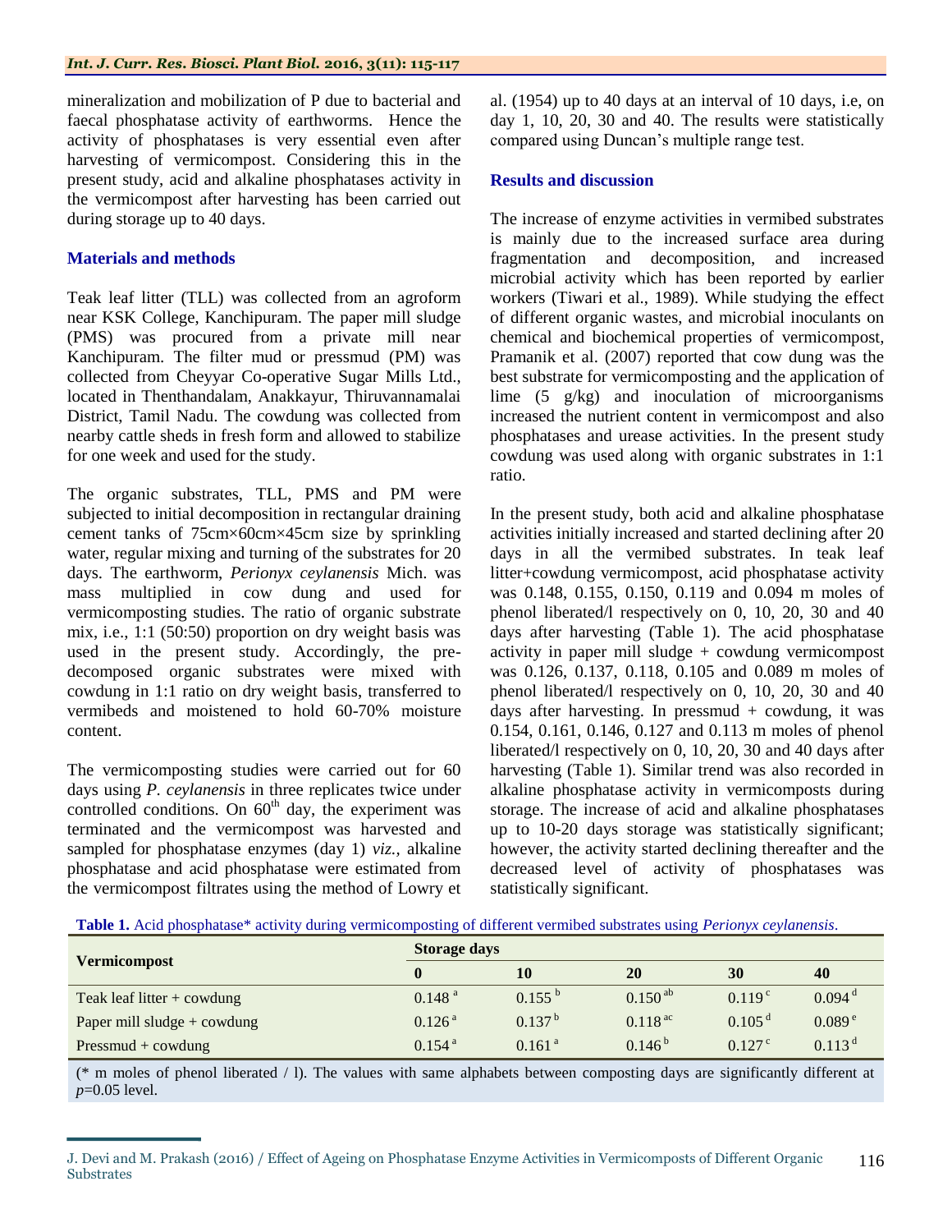mineralization and mobilization of P due to bacterial and faecal phosphatase activity of earthworms. Hence the activity of phosphatases is very essential even after harvesting of vermicompost. Considering this in the present study, acid and alkaline phosphatases activity in the vermicompost after harvesting has been carried out during storage up to 40 days.

## Materials and methods

Teak leaf litter (TLL) was collected from an agroform near KSK College, Kanchipuram. The paper mill sludge (PMS) was procured from a private mill near Kanchipuram. The filter mud or pressmud (PM) was collected from Cheyyar Co-operative Sugar Mills Ltd., located in Thenthandalam, Anakkayur, Thiruvannamalai District, Tamil Nadu. The cowdung was collected from nearby cattle sheds in fresh form and allowed to stabilize for one week and used for the study.

The organic substrates, TLL, PMS and PM were subjected to initial decomposition in rectangular draining cement tanks of 75cm×60cm×45cm size by sprinkling water, regular mixing and turning of the substrates for 20 days. The earthworm, *Perionyx ceylanensis* Mich. was mass multiplied in cow dung and used for vermicomposting studies. The ratio of organic substrate mix, i.e., 1:1 (50:50) proportion on dry weight basis was used in the present study. Accordingly, the pre-decomposed organic substrates were mixed with cowdung in 1:1 ratio on dry weight basis, transferred to vermibeds and moistened to hold 60-70% moisture content.

The vermicomposting studies were carried out for 60 days using *P. ceylanensis* in three replicates twice under controlled conditions. On $60^{th}$ day, the experiment was terminated and the vermicompost was harvested and sampled for phosphatase enzymes (day 1) *viz.,* alkaline phosphatase and acid phosphatase were estimated from the vermicompost filtrates using the method of Lowry et al. (1954) up to 40 days at an interval of 10 days, i.e, on day 1, 10, 20, 30 and 40. The results were statistically compared using Duncan's multiple range test.

## Results and discussion

The increase of enzyme activities in vermibed substrates is mainly due to the increased surface area during fragmentation and decomposition, and increased microbial activity which has been reported by earlier workers (Tiwari et al., 1989). While studying the effect of different organic wastes, and microbial inoculants on chemical and biochemical properties of vermicompost, Pramanik et al. (2007) reported that cow dung was the best substrate for vermicomposting and the application of lime (5 g/kg) and inoculation of microorganisms increased the nutrient content in vermicompost and also phosphatases and urease activities. In the present study cowdung was used along with organic substrates in 1:1 ratio.

In the present study, both acid and alkaline phosphatase activities initially increased and started declining after 20 days in all the vermibed substrates. In teak leaf litter+cowdung vermicompost, acid phosphatase activity was 0.148, 0.155, 0.150, 0.119 and 0.094 m moles of phenol liberated/l respectively on 0, 10, 20, 30 and 40 days after harvesting (Table 1). The acid phosphatase activity in paper mill sludge + cowdung vermicompost was 0.126, 0.137, 0.118, 0.105 and 0.089 m moles of phenol liberated/l respectively on 0, 10, 20, 30 and 40 days after harvesting. In pressmud + cowdung, it was 0.154, 0.161, 0.146, 0.127 and 0.113 m moles of phenol liberated/l respectively on 0, 10, 20, 30 and 40 days after harvesting (Table 1). Similar trend was also recorded in alkaline phosphatase activity in vermicomposts during storage. The increase of acid and alkaline phosphatases up to 10-20 days storage was statistically significant; however, the activity started declining thereafter and the decreased level of activity of phosphatases was statistically significant.

**Table 1.** Acid phosphatase* activity during vermicomposting of different vermibed substrates using *Perionyx ceylanensis*.

| Vermicompost | Storage days | | | | |
|---|---|---|---|---|---|
| | 0 | 10 | 20 | 30 | 40 |
| Teak leaf litter + cowdung | 0.148 [a] | 0.155 [b] | 0.150 [ab] | 0.119 [c] | 0.094 [d] |
| Paper mill sludge + cowdung | 0.126 [a] | 0.137 [b] | 0.118 [ac] | 0.105 [d] | 0.089 [e] |
| Pressmud + cowdung | 0.154 [a] | 0.161 [a] | 0.146 [b] | 0.127 [c] | 0.113 [d] |

(* m moles of phenol liberated / l). The values with same alphabets between composting days are significantly different at $p$=0.05 level.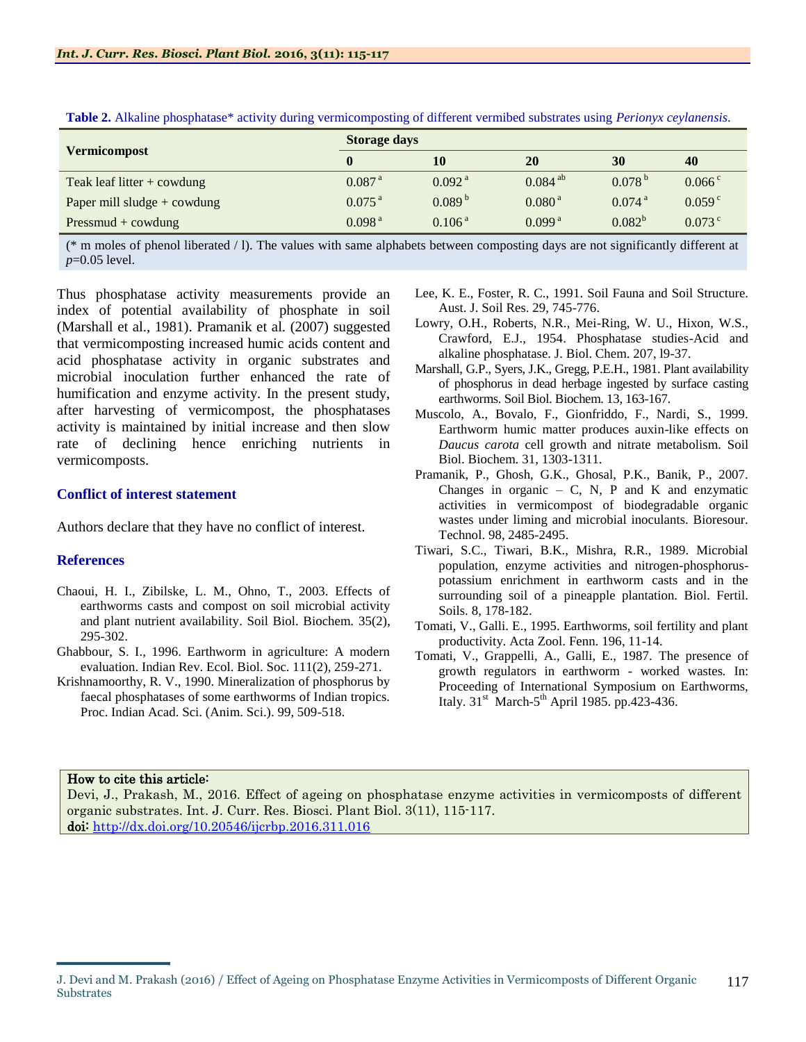**Table 2.** Alkaline phosphatase* activity during vermicomposting of different vermibed substrates using *Perionyx ceylanensis*.

| Vermicompost | Storage days | | | | |
|---|---|---|---|---|---|
| | 0 | 10 | 20 | 30 | 40 |
| Teak leaf litter + cowdung | 0.087 [a] | 0.092 [a] | 0.084 [ab] | 0.078 [b] | 0.066 [c] |
| Paper mill sludge + cowdung | 0.075 [a] | 0.089 [b] | 0.080 [a] | 0.074 [a] | 0.059 [c] |
| Pressmud + cowdung | 0.098 [a] | 0.106 [a] | 0.099 [a] | 0.082 [b] | 0.073 [c] |

(* m moles of phenol liberated / l). The values with same alphabets between composting days are not significantly different at $p$=0.05 level.

Thus phosphatase activity measurements provide an index of potential availability of phosphate in soil (Marshall et al., 1981). Pramanik et al. (2007) suggested that vermicomposting increased humic acids content and acid phosphatase activity in organic substrates and microbial inoculation further enhanced the rate of humification and enzyme activity. In the present study, after harvesting of vermicompost, the phosphatases activity is maintained by initial increase and then slow rate of declining hence enriching nutrients in vermicomposts.

## Conflict of interest statement

Authors declare that they have no conflict of interest.

## References

Chaoui, H. I., Zibilske, L. M., Ohno, T., 2003. Effects of earthworms casts and compost on soil microbial activity and plant nutrient availability. Soil Biol. Biochem. 35(2), 295-302.

Ghabbour, S. I., 1996. Earthworm in agriculture: A modern evaluation. Indian Rev. Ecol. Biol. Soc. 111(2), 259-271.

Krishnamoorthy, R. V., 1990. Mineralization of phosphorus by faecal phosphatases of some earthworms of Indian tropics. Proc. Indian Acad. Sci. (Anim. Sci.). 99, 509-518.

Lee, K. E., Foster, R. C., 1991. Soil Fauna and Soil Structure. Aust. J. Soil Res. 29, 745-776.

Lowry, O.H., Roberts, N.R., Mei-Ring, W. U., Hixon, W.S., Crawford, E.J., 1954. Phosphatase studies-Acid and alkaline phosphatase. J. Biol. Chem. 207, l9-37.

Marshall, G.P., Syers, J.K., Gregg, P.E.H., 1981. Plant availability of phosphorus in dead herbage ingested by surface casting earthworms. Soil Biol. Biochem. 13, 163-167.

Muscolo, A., Bovalo, F., Gionfriddo, F., Nardi, S., 1999. Earthworm humic matter produces auxin-like effects on *Daucus carota* cell growth and nitrate metabolism. Soil Biol. Biochem. 31, 1303-1311.

Pramanik, P., Ghosh, G.K., Ghosal, P.K., Banik, P., 2007. Changes in organic – C, N, P and K and enzymatic activities in vermicompost of biodegradable organic wastes under liming and microbial inoculants. Bioresour. Technol. 98, 2485-2495.

Tiwari, S.C., Tiwari, B.K., Mishra, R.R., 1989. Microbial population, enzyme activities and nitrogen-phosphorus-potassium enrichment in earthworm casts and in the surrounding soil of a pineapple plantation. Biol. Fertil. Soils. 8, 178-182.

Tomati, V., Galli. E., 1995. Earthworms, soil fertility and plant productivity. Acta Zool. Fenn. 196, 11-14.

Tomati, V., Grappelli, A., Galli, E., 1987. The presence of growth regulators in earthworm - worked wastes. In: Proceeding of International Symposium on Earthworms, Italy. 31st March-5th April 1985. pp.423-436.

**How to cite this article:**
Devi, J., Prakash, M., 2016. Effect of ageing on phosphatase enzyme activities in vermicomposts of different organic substrates. Int. J. Curr. Res. Biosci. Plant Biol. 3(11), 115-117.
**doi:** http://dx.doi.org/10.20546/ijcrbp.2016.311.016